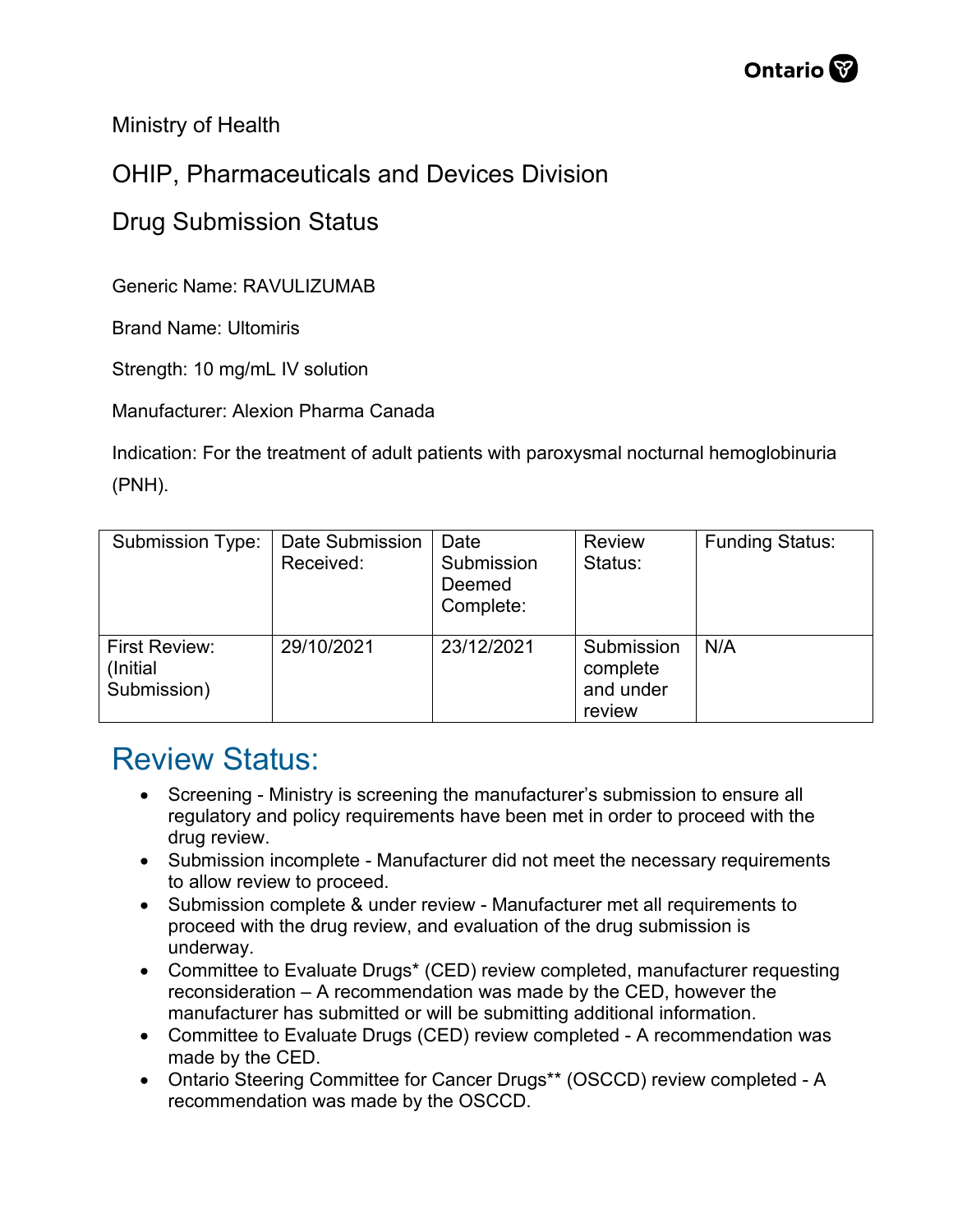Ministry of Health

OHIP, Pharmaceuticals and Devices Division

Drug Submission Status

Generic Name: RAVULIZUMAB

Brand Name: Ultomiris

Strength: 10 mg/mL IV solution

Manufacturer: Alexion Pharma Canada

Indication: For the treatment of adult patients with paroxysmal nocturnal hemoglobinuria (PNH).

| Submission Type: | Date Submission Received: | Date Submission Deemed Complete: | Review Status: | Funding Status: |
|---|---|---|---|---|
| First Review: (Initial Submission) | 29/10/2021 | 23/12/2021 | Submission complete and under review | N/A |

# Review Status:

- Screening - Ministry is screening the manufacturer's submission to ensure all regulatory and policy requirements have been met in order to proceed with the drug review.
- Submission incomplete - Manufacturer did not meet the necessary requirements to allow review to proceed.
- Submission complete & under review - Manufacturer met all requirements to proceed with the drug review, and evaluation of the drug submission is underway.
- Committee to Evaluate Drugs* (CED) review completed, manufacturer requesting reconsideration – A recommendation was made by the CED, however the manufacturer has submitted or will be submitting additional information.
- Committee to Evaluate Drugs (CED) review completed - A recommendation was made by the CED.
- Ontario Steering Committee for Cancer Drugs** (OSCCD) review completed - A recommendation was made by the OSCCD.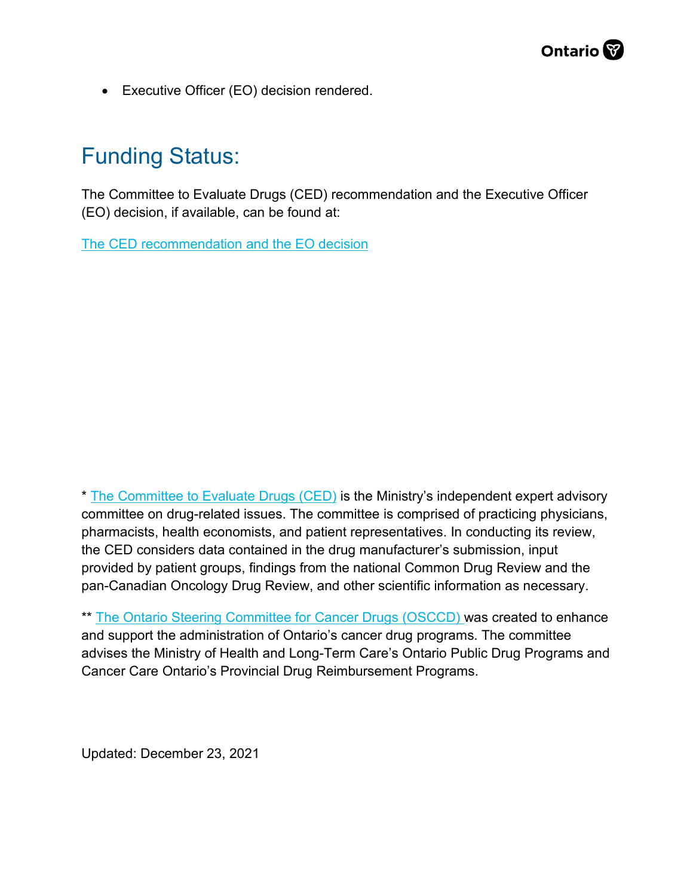- Executive Officer (EO) decision rendered.

## Funding Status:

The Committee to Evaluate Drugs (CED) recommendation and the Executive Officer (EO) decision, if available, can be found at:

The CED recommendation and the EO decision

* The Committee to Evaluate Drugs (CED) is the Ministry's independent expert advisory committee on drug-related issues. The committee is comprised of practicing physicians, pharmacists, health economists, and patient representatives. In conducting its review, the CED considers data contained in the drug manufacturer's submission, input provided by patient groups, findings from the national Common Drug Review and the pan-Canadian Oncology Drug Review, and other scientific information as necessary.

** The Ontario Steering Committee for Cancer Drugs (OSCCD) was created to enhance and support the administration of Ontario's cancer drug programs. The committee advises the Ministry of Health and Long-Term Care's Ontario Public Drug Programs and Cancer Care Ontario's Provincial Drug Reimbursement Programs.

Updated: December 23, 2021